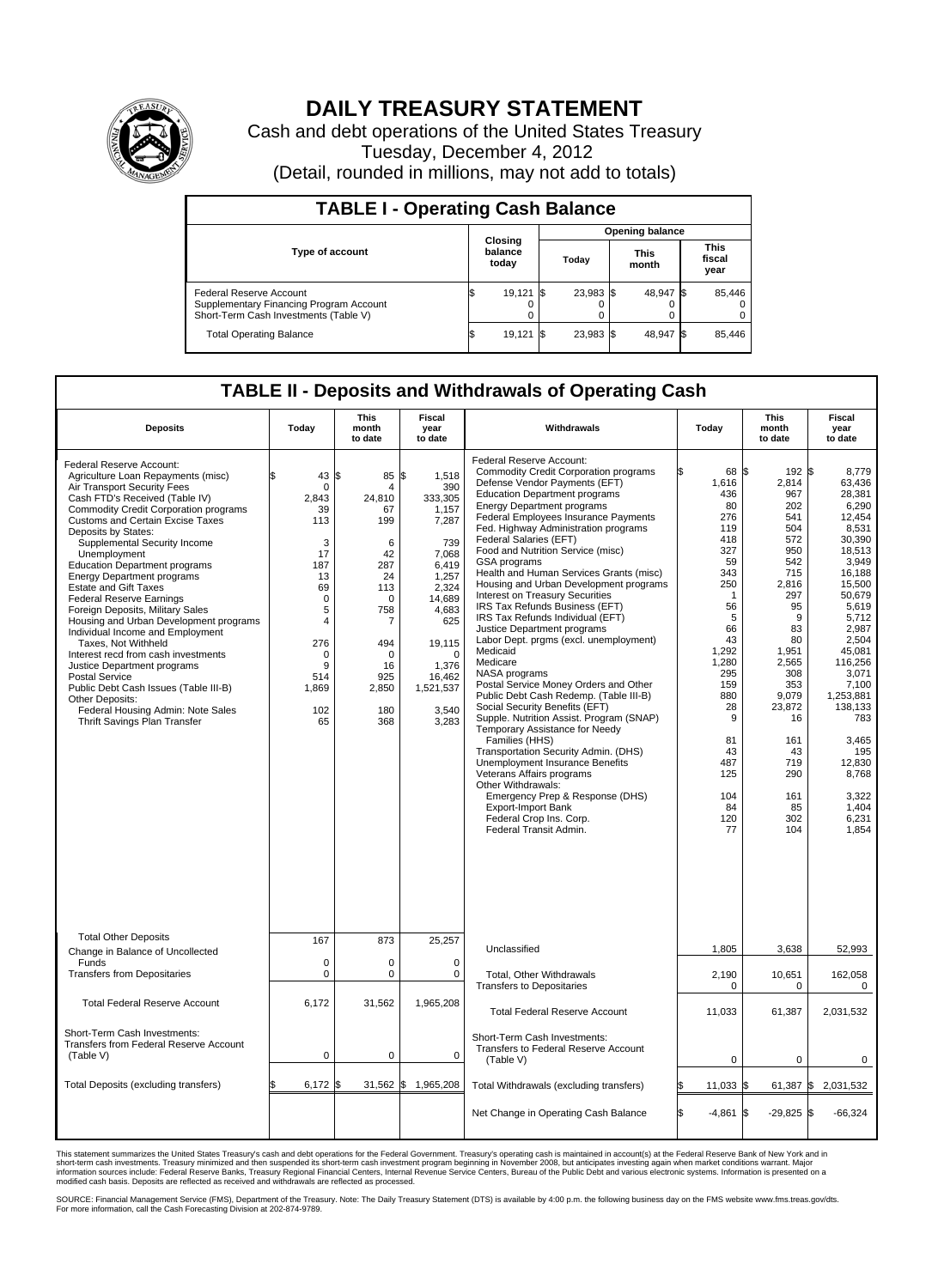# DAILY TREASURY STATEMENT

Cash and debt operations of the United States Treasury

Tuesday, December 4, 2012

(Detail, rounded in millions, may not add to totals)

## TABLE I - Operating Cash Balance

| Type of account | Closing balance today | Opening balance Today | Opening balance This month | Opening balance This fiscal year |
|---|---|---|---|---|
| Federal Reserve Account | $ 19,121 | $ 23,983 | $ 48,947 | $ 85,446 |
| Supplementary Financing Program Account | 0 | 0 | 0 | 0 |
| Short-Term Cash Investments (Table V) | 0 | 0 | 0 | 0 |
| Total Operating Balance | $ 19,121 | $ 23,983 | $ 48,947 | $ 85,446 |

## TABLE II - Deposits and Withdrawals of Operating Cash

| Deposits | Today | This month to date | Fiscal year to date | Withdrawals | Today | This month to date | Fiscal year to date |
|---|---|---|---|---|---|---|---|
| Federal Reserve Account: | | | | Federal Reserve Account: | | | |
| Agriculture Loan Repayments (misc) | $ 43 | $ 85 | $ 1,518 | Commodity Credit Corporation programs | $ 68 | $ 192 | $ 8,779 |
| Air Transport Security Fees | 0 | 4 | 390 | Defense Vendor Payments (EFT) | 1,616 | 2,814 | 63,436 |
| Cash FTD's Received (Table IV) | 2,843 | 24,810 | 333,305 | Education Department programs | 436 | 967 | 28,381 |
| Commodity Credit Corporation programs | 39 | 67 | 1,157 | Energy Department programs | 80 | 202 | 6,290 |
| Customs and Certain Excise Taxes | 113 | 199 | 7,287 | Federal Employees Insurance Payments | 276 | 541 | 12,454 |
| Deposits by States: | | | | Fed. Highway Administration programs | 119 | 504 | 8,531 |
| Supplemental Security Income | 3 | 6 | 739 | Federal Salaries (EFT) | 418 | 572 | 30,390 |
| Unemployment | 17 | 42 | 7,068 | Food and Nutrition Service (misc) | 327 | 950 | 18,513 |
| Education Department programs | 187 | 287 | 6,419 | GSA programs | 59 | 542 | 3,949 |
| Energy Department programs | 13 | 24 | 1,257 | Health and Human Services Grants (misc) | 343 | 715 | 16,188 |
| Estate and Gift Taxes | 69 | 113 | 2,324 | Housing and Urban Development programs | 250 | 2,816 | 15,500 |
| Federal Reserve Earnings | 0 | 0 | 14,689 | Interest on Treasury Securities | 1 | 297 | 50,679 |
| Foreign Deposits, Military Sales | 5 | 758 | 4,683 | IRS Tax Refunds Business (EFT) | 56 | 95 | 5,619 |
| Housing and Urban Development programs | 4 | 7 | 625 | IRS Tax Refunds Individual (EFT) | 5 | 9 | 5,712 |
| Individual Income and Employment | | | | Justice Department programs | 66 | 83 | 2,987 |
| Taxes, Not Withheld | 276 | 494 | 19,115 | Labor Dept. prgms (excl. unemployment) | 43 | 80 | 2,504 |
| Interest recd from cash investments | 0 | 0 | 0 | Medicaid | 1,292 | 1,951 | 45,081 |
| Justice Department programs | 9 | 16 | 1,376 | Medicare | 1,280 | 2,565 | 116,256 |
| Postal Service | 514 | 925 | 16,462 | NASA programs | 295 | 308 | 3,071 |
| Public Debt Cash Issues (Table III-B) | 1,869 | 2,850 | 1,521,537 | Postal Service Money Orders and Other | 159 | 353 | 7,100 |
| Other Deposits: | | | | Public Debt Cash Redemp. (Table III-B) | 880 | 9,079 | 1,253,881 |
| Federal Housing Admin: Note Sales | 102 | 180 | 3,540 | Social Security Benefits (EFT) | 28 | 23,872 | 138,133 |
| Thrift Savings Plan Transfer | 65 | 368 | 3,283 | Supple. Nutrition Assist. Program (SNAP) | 9 | 16 | 783 |
| | | | | Temporary Assistance for Needy Families (HHS) | 81 | 161 | 3,465 |
| | | | | Transportation Security Admin. (DHS) | 43 | 43 | 195 |
| | | | | Unemployment Insurance Benefits | 487 | 719 | 12,830 |
| | | | | Veterans Affairs programs | 125 | 290 | 8,768 |
| | | | | Other Withdrawals: | | | |
| | | | | Emergency Prep & Response (DHS) | 104 | 161 | 3,322 |
| | | | | Export-Import Bank | 84 | 85 | 1,404 |
| | | | | Federal Crop Ins. Corp. | 120 | 302 | 6,231 |
| | | | | Federal Transit Admin. | 77 | 104 | 1,854 |
| Total Other Deposits | 167 | 873 | 25,257 | Unclassified | 1,805 | 3,638 | 52,993 |
| Change in Balance of Uncollected Funds | 0 | 0 | 0 | | | | |
| Transfers from Depositaries | 0 | 0 | 0 | Total, Other Withdrawals | 2,190 | 10,651 | 162,058 |
| | | | | Transfers to Depositaries | 0 | 0 | 0 |
| Total Federal Reserve Account | 6,172 | 31,562 | 1,965,208 | Total Federal Reserve Account | 11,033 | 61,387 | 2,031,532 |
| Short-Term Cash Investments: Transfers from Federal Reserve Account (Table V) | 0 | 0 | 0 | Short-Term Cash Investments: Transfers to Federal Reserve Account (Table V) | 0 | 0 | 0 |
| Total Deposits (excluding transfers) | $ 6,172 | $ 31,562 | $ 1,965,208 | Total Withdrawals (excluding transfers) | $ 11,033 | $ 61,387 | $ 2,031,532 |
| | | | | Net Change in Operating Cash Balance | $ -4,861 | $ -29,825 | $ -66,324 |

This statement summarizes the United States Treasury's cash and debt operations for the Federal Government. Treasury's operating cash is maintained in account(s) at the Federal Reserve Bank of New York and in short-term cash investments. Treasury minimized and then suspended its short-term cash investment program beginning in November 2008, but anticipates investing again when market conditions warrant. Major information sources include: Federal Reserve Banks, Treasury Regional Financial Centers, Internal Revenue Service Centers, Bureau of the Public Debt and various electronic systems. Information is presented on a modified cash basis. Deposits are reflected as received and withdrawals are reflected as processed.

SOURCE: Financial Management Service (FMS), Department of the Treasury. Note: The Daily Treasury Statement (DTS) is available by 4:00 p.m. the following business day on the FMS website www.fms.treas.gov/dts. For more information, call the Cash Forecasting Division at 202-874-9789.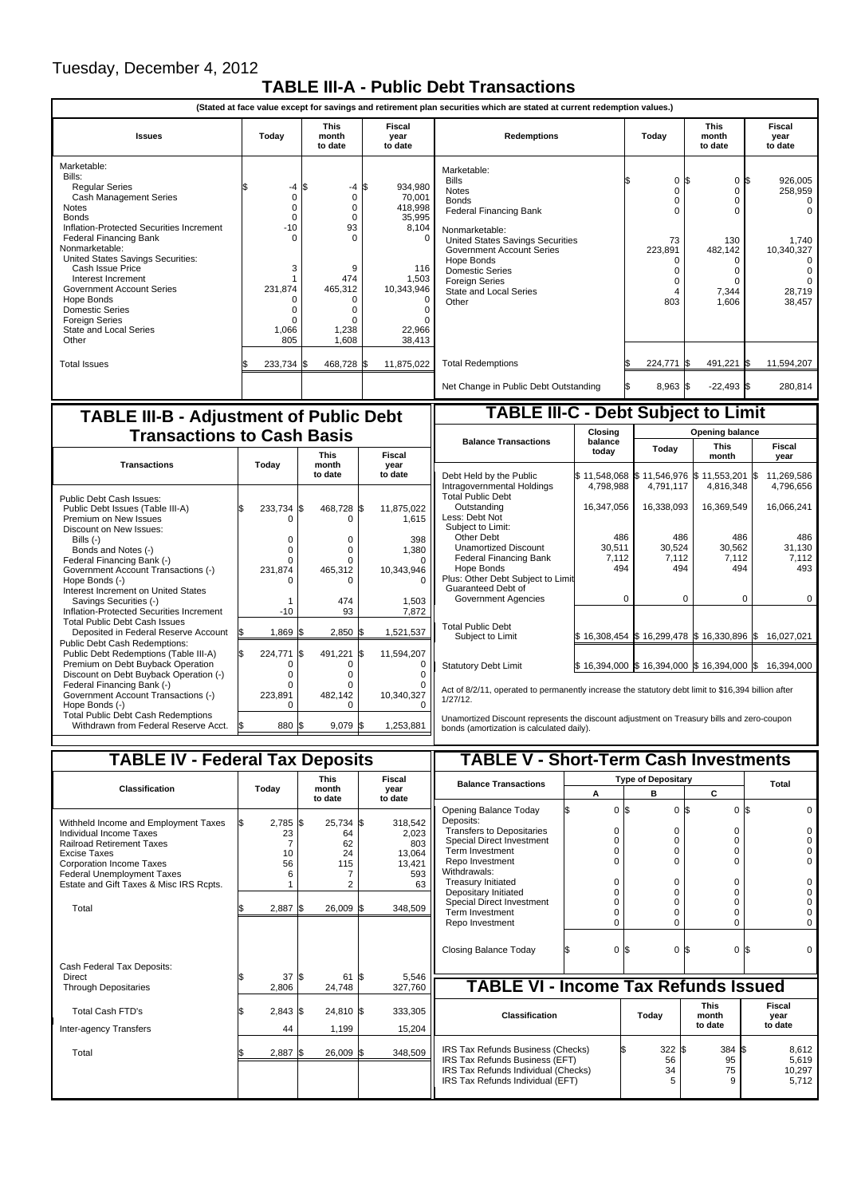Tuesday, December 4, 2012

# TABLE III-A - Public Debt Transactions

(Stated at face value except for savings and retirement plan securities which are stated at current redemption values.)

| Issues | Today | This month to date | Fiscal year to date |
|---|---|---|---|
| Marketable: | | | |
| Bills: | | | |
| Regular Series | $ -4 | $ -4 | $ 934,980 |
| Cash Management Series | 0 | 0 | 70,001 |
| Notes | 0 | 0 | 418,998 |
| Bonds | 0 | 0 | 35,995 |
| Inflation-Protected Securities Increment | -10 | 93 | 8,104 |
| Federal Financing Bank | 0 | 0 | 0 |
| Nonmarketable: | | | |
| United States Savings Securities: | | | |
| Cash Issue Price | 3 | 9 | 116 |
| Interest Increment | 1 | 474 | 1,503 |
| Government Account Series | 231,874 | 465,312 | 10,343,946 |
| Hope Bonds | 0 | 0 | 0 |
| Domestic Series | 0 | 0 | 0 |
| Foreign Series | 0 | 0 | 0 |
| State and Local Series | 1,066 | 1,238 | 22,966 |
| Other | 805 | 1,608 | 38,413 |
| Total Issues | $ 233,734 | $ 468,728 | $ 11,875,022 |

| Redemptions | Today | This month to date | Fiscal year to date |
|---|---|---|---|
| Marketable: | | | |
| Bills | $ 0 | $ 0 | $ 926,005 |
| Notes | 0 | 0 | 258,959 |
| Bonds | 0 | 0 | 0 |
| Federal Financing Bank | 0 | 0 | 0 |
| Nonmarketable: | | | |
| United States Savings Securities | 73 | 130 | 1,740 |
| Government Account Series | 223,891 | 482,142 | 10,340,327 |
| Hope Bonds | 0 | 0 | 0 |
| Domestic Series | 0 | 0 | 0 |
| Foreign Series | 0 | 0 | 0 |
| State and Local Series | 4 | 7,344 | 28,719 |
| Other | 803 | 1,606 | 38,457 |
| Total Redemptions | $ 224,771 | $ 491,221 | $ 11,594,207 |
| Net Change in Public Debt Outstanding | $ 8,963 | $ -22,493 | $ 280,814 |

# TABLE III-B - Adjustment of Public Debt Transactions to Cash Basis

| Transactions | Today | This month to date | Fiscal year to date |
|---|---|---|---|
| Public Debt Cash Issues: | | | |
| Public Debt Issues (Table III-A) | $ 233,734 | $ 468,728 | $ 11,875,022 |
| Premium on New Issues | 0 | 0 | 1,615 |
| Discount on New Issues: | | | |
| Bills (-) | 0 | 0 | 398 |
| Bonds and Notes (-) | 0 | 0 | 1,380 |
| Federal Financing Bank (-) | 0 | 0 | 0 |
| Government Account Transactions (-) | 231,874 | 465,312 | 10,343,946 |
| Hope Bonds (-) | 0 | 0 | 0 |
| Interest Increment on United States Savings Securities (-) | 1 | 474 | 1,503 |
| Inflation-Protected Securities Increment | -10 | 93 | 7,872 |
| Total Public Debt Cash Issues Deposited in Federal Reserve Account | $ 1,869 | $ 2,850 | $ 1,521,537 |
| Public Debt Cash Redemptions: | | | |
| Public Debt Redemptions (Table III-A) | $ 224,771 | $ 491,221 | $ 11,594,207 |
| Premium on Debt Buyback Operation | 0 | 0 | 0 |
| Discount on Debt Buyback Operation (-) | 0 | 0 | 0 |
| Federal Financing Bank (-) | 0 | 0 | 0 |
| Government Account Transactions (-) | 223,891 | 482,142 | 10,340,327 |
| Hope Bonds (-) | 0 | 0 | 0 |
| Total Public Debt Cash Redemptions Withdrawn from Federal Reserve Acct. | $ 880 | $ 9,079 | $ 1,253,881 |

# TABLE III-C - Debt Subject to Limit

| Balance Transactions | Closing balance today | Opening balance Today | Opening balance This month | Opening balance Fiscal year |
|---|---|---|---|---|
| Debt Held by the Public | $ 11,548,068 | $ 11,546,976 | $ 11,553,201 | $ 11,269,586 |
| Intragovernmental Holdings | 4,798,988 | 4,791,117 | 4,816,348 | 4,796,656 |
| Total Public Debt Outstanding | 16,347,056 | 16,338,093 | 16,369,549 | 16,066,241 |
| Less: Debt Not Subject to Limit: | | | | |
| Other Debt | 486 | 486 | 486 | 486 |
| Unamortized Discount | 30,511 | 30,524 | 30,562 | 31,130 |
| Federal Financing Bank | 7,112 | 7,112 | 7,112 | 7,112 |
| Hope Bonds | 494 | 494 | 494 | 493 |
| Plus: Other Debt Subject to Limit | | | | |
| Guaranteed Debt of Government Agencies | 0 | 0 | 0 | 0 |
| Total Public Debt Subject to Limit | $ 16,308,454 | $ 16,299,478 | $ 16,330,896 | $ 16,027,021 |
| Statutory Debt Limit | $ 16,394,000 | $ 16,394,000 | $ 16,394,000 | $ 16,394,000 |

Act of 8/2/11, operated to permanently increase the statutory debt limit to $16,394 billion after 1/27/12.

Unamortized Discount represents the discount adjustment on Treasury bills and zero-coupon bonds (amortization is calculated daily).

# TABLE IV - Federal Tax Deposits

| Classification | Today | This month to date | Fiscal year to date |
|---|---|---|---|
| Withheld Income and Employment Taxes | $ 2,785 | $ 25,734 | $ 318,542 |
| Individual Income Taxes | 23 | 64 | 2,023 |
| Railroad Retirement Taxes | 7 | 62 | 803 |
| Excise Taxes | 10 | 24 | 13,064 |
| Corporation Income Taxes | 56 | 115 | 13,421 |
| Federal Unemployment Taxes | 6 | 7 | 593 |
| Estate and Gift Taxes & Misc IRS Rcpts. | 1 | 2 | 63 |
| Total | $ 2,887 | $ 26,009 | $ 348,509 |
| Cash Federal Tax Deposits: | | | |
| Direct | $ 37 | $ 61 | $ 5,546 |
| Through Depositaries | 2,806 | 24,748 | 327,760 |
| Total Cash FTD's | $ 2,843 | $ 24,810 | $ 333,305 |
| Inter-agency Transfers | 44 | 1,199 | 15,204 |
| Total | $ 2,887 | $ 26,009 | $ 348,509 |

# TABLE V - Short-Term Cash Investments

| Balance Transactions | Type of Depositary A | B | C | Total |
|---|---|---|---|---|
| Opening Balance Today | $ 0 | $ 0 | $ 0 | $ 0 |
| Deposits: | | | | |
| Transfers to Depositaries | 0 | 0 | 0 | 0 |
| Special Direct Investment | 0 | 0 | 0 | 0 |
| Term Investment | 0 | 0 | 0 | 0 |
| Repo Investment | 0 | 0 | 0 | 0 |
| Withdrawals: | | | | |
| Treasury Initiated | 0 | 0 | 0 | 0 |
| Depositary Initiated | 0 | 0 | 0 | 0 |
| Special Direct Investment | 0 | 0 | 0 | 0 |
| Term Investment | 0 | 0 | 0 | 0 |
| Repo Investment | 0 | 0 | 0 | 0 |
| Closing Balance Today | $ 0 | $ 0 | $ 0 | $ 0 |

# TABLE VI - Income Tax Refunds Issued

| Classification | Today | This month to date | Fiscal year to date |
|---|---|---|---|
| IRS Tax Refunds Business (Checks) | $ 322 | $ 384 | $ 8,612 |
| IRS Tax Refunds Business (EFT) | 56 | 95 | 5,619 |
| IRS Tax Refunds Individual (Checks) | 34 | 75 | 10,297 |
| IRS Tax Refunds Individual (EFT) | 5 | 9 | 5,712 |